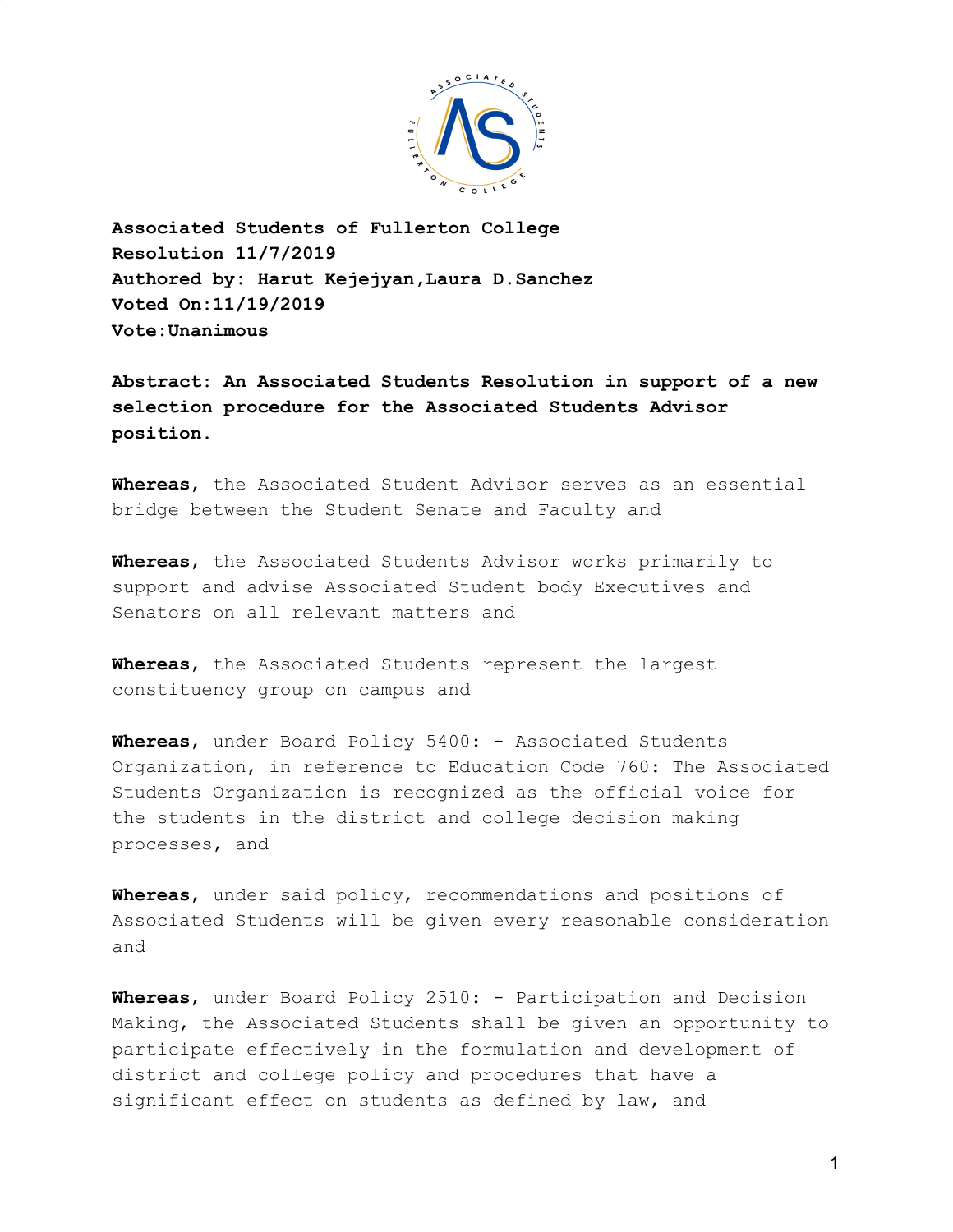**Associated Students of Fullerton College**
**Resolution 11/7/2019**
**Authored by: Harut Kejejyan,Laura D.Sanchez**
**Voted On:11/19/2019**
**Vote:Unanimous**

**Abstract: An Associated Students Resolution in support of a new selection procedure for the Associated Students Advisor position.**

**Whereas**, the Associated Student Advisor serves as an essential bridge between the Student Senate and Faculty and

**Whereas**, the Associated Students Advisor works primarily to support and advise Associated Student body Executives and Senators on all relevant matters and

**Whereas**, the Associated Students represent the largest constituency group on campus and

**Whereas**, under Board Policy 5400: - Associated Students Organization, in reference to Education Code 760: The Associated Students Organization is recognized as the official voice for the students in the district and college decision making processes, and

**Whereas**, under said policy, recommendations and positions of Associated Students will be given every reasonable consideration and

**Whereas**, under Board Policy 2510: - Participation and Decision Making, the Associated Students shall be given an opportunity to participate effectively in the formulation and development of district and college policy and procedures that have a significant effect on students as defined by law, and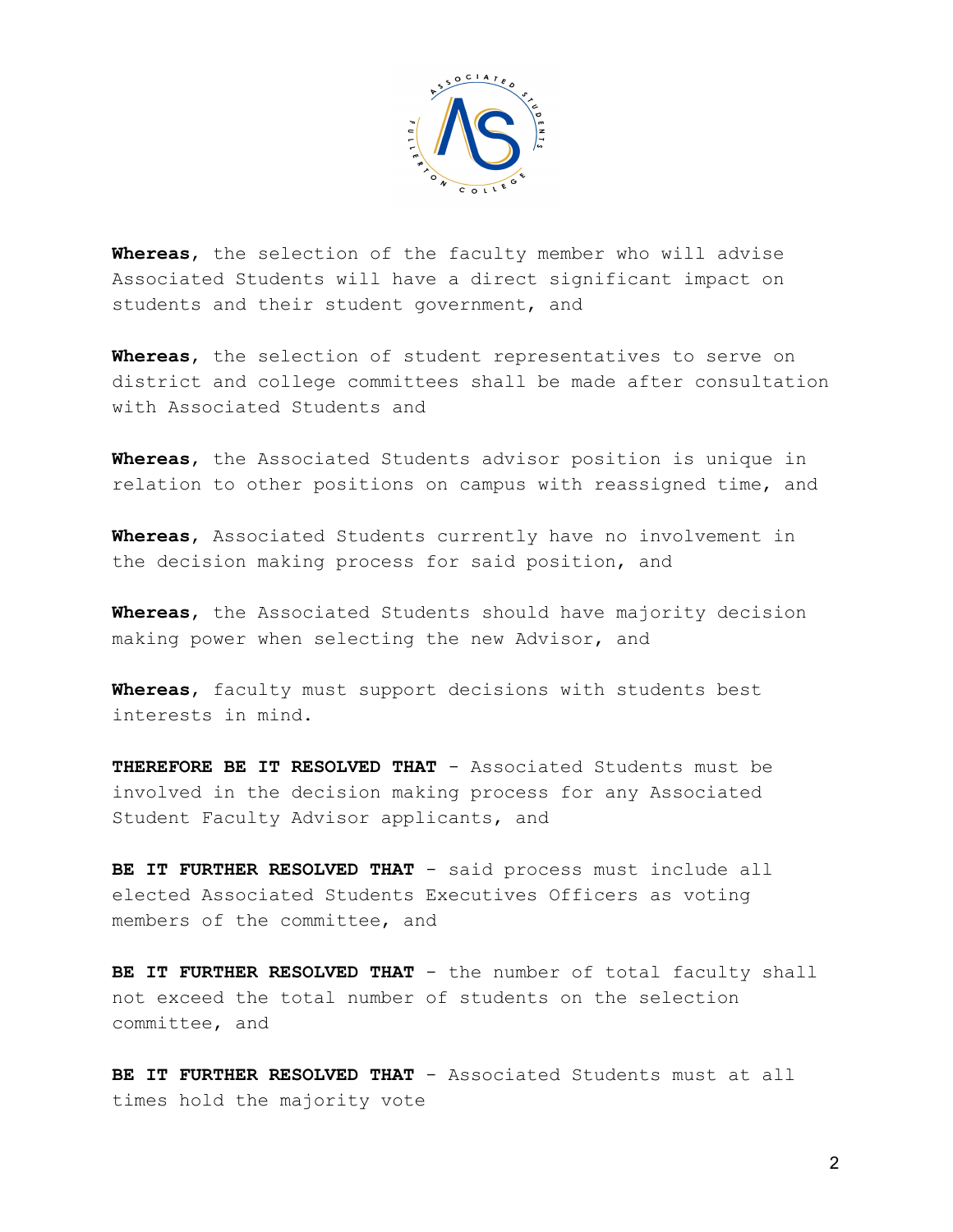**Whereas**, the selection of the faculty member who will advise Associated Students will have a direct significant impact on students and their student government, and

**Whereas**, the selection of student representatives to serve on district and college committees shall be made after consultation with Associated Students and

**Whereas**, the Associated Students advisor position is unique in relation to other positions on campus with reassigned time, and

**Whereas**, Associated Students currently have no involvement in the decision making process for said position, and

**Whereas**, the Associated Students should have majority decision making power when selecting the new Advisor, and

**Whereas**, faculty must support decisions with students best interests in mind.

**THEREFORE BE IT RESOLVED THAT** - Associated Students must be involved in the decision making process for any Associated Student Faculty Advisor applicants, and

**BE IT FURTHER RESOLVED THAT** - said process must include all elected Associated Students Executives Officers as voting members of the committee, and

**BE IT FURTHER RESOLVED THAT** - the number of total faculty shall not exceed the total number of students on the selection committee, and

**BE IT FURTHER RESOLVED THAT** - Associated Students must at all times hold the majority vote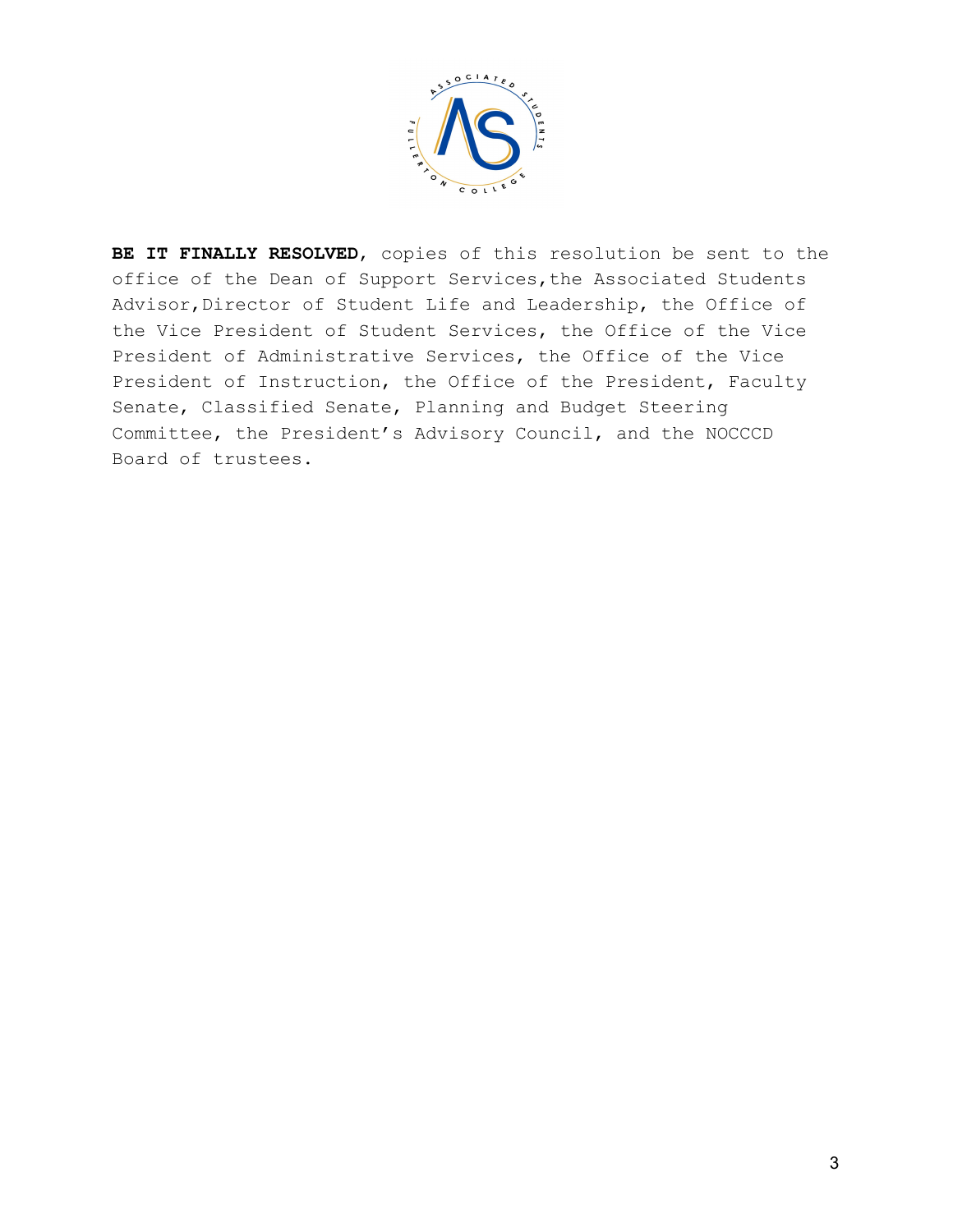**BE IT FINALLY RESOLVED**, copies of this resolution be sent to the office of the Dean of Support Services,the Associated Students Advisor,Director of Student Life and Leadership, the Office of the Vice President of Student Services, the Office of the Vice President of Administrative Services, the Office of the Vice President of Instruction, the Office of the President, Faculty Senate, Classified Senate, Planning and Budget Steering Committee, the President's Advisory Council, and the NOCCCD Board of trustees.